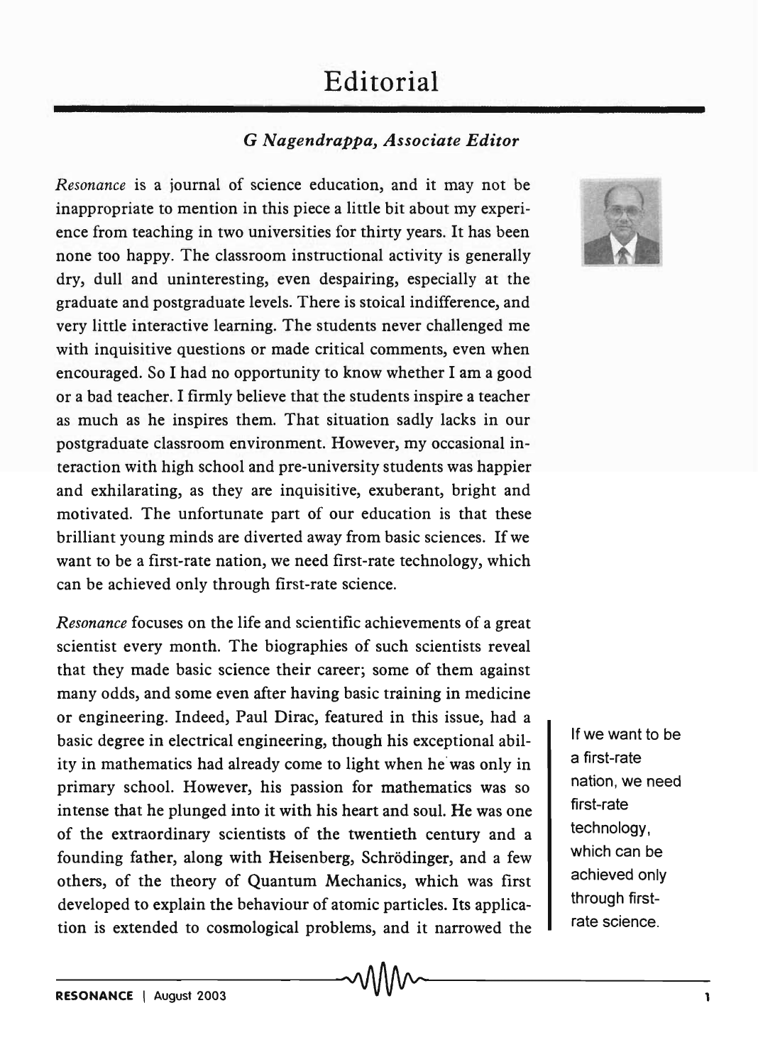# Editorial

*G Nagendrappa, Associate Editor*

*Resonance* is a journal of science education, and it may not be inappropriate to mention in this piece a little bit about my experience from teaching in two universities for thirty years. It has been none too happy. The classroom instructional activity is generally dry, dull and uninteresting, even despairing, especially at the graduate and postgraduate levels. There is stoical indifference, and very little interactive learning. The students never challenged me with inquisitive questions or made critical comments, even when encouraged. So I had no opportunity to know whether I am a good or a bad teacher. I firmly believe that the students inspire a teacher as much as he inspires them. That situation sadly lacks in our postgraduate classroom environment. However, my occasional interaction with high school and pre-university students was happier and exhilarating, as they are inquisitive, exuberant, bright and motivated. The unfortunate part of our education is that these brilliant young minds are diverted away from basic sciences. If we want to be a first-rate nation, we need first-rate technology, which can be achieved only through first-rate science.

*Resonance* focuses on the life and scientific achievements of a great scientist every month. The biographies of such scientists reveal that they made basic science their career; some of them against many odds, and some even after having basic training in medicine or engineering. Indeed, Paul Dirac, featured in this issue, had a basic degree in electrical engineering, though his exceptional ability in mathematics had already come to light when he was only in primary school. However, his passion for mathematics was so intense that he plunged into it with his heart and soul. He was one of the extraordinary scientists of the twentieth century and a founding father, along with Heisenberg, Schrödinger, and a few others, of the theory of Quantum Mechanics, which was first developed to explain the behaviour of atomic particles. Its application is extended to cosmological problems, and it narrowed the

> If we want to be a first-rate nation, we need first-rate technology, which can be achieved only through first-rate science.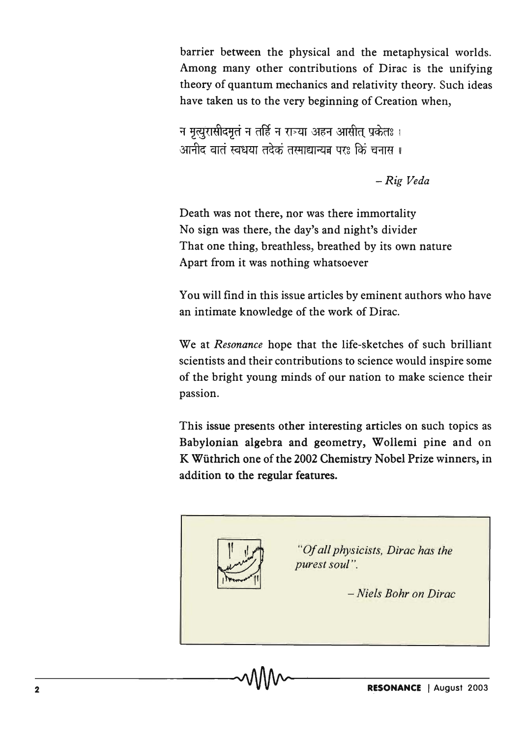barrier between the physical and the metaphysical worlds. Among many other contributions of Dirac is the unifying theory of quantum mechanics and relativity theory. Such ideas have taken us to the very beginning of Creation when,

न मृत्युरासीदमृतं न तर्हि न रात्र्या अह्न आसीत् प्रकेतः ।
आनीद वातं स्वधया तदेकं तस्माद्धान्यन्न परः किं चनास ॥

– *Rig Veda*

Death was not there, nor was there immortality
No sign was there, the day's and night's divider
That one thing, breathless, breathed by its own nature
Apart from it was nothing whatsoever

You will find in this issue articles by eminent authors who have an intimate knowledge of the work of Dirac.

We at *Resonance* hope that the life-sketches of such brilliant scientists and their contributions to science would inspire some of the bright young minds of our nation to make science their passion.

This issue presents other interesting articles on such topics as Babylonian algebra and geometry, Wollemi pine and on K Wüthrich one of the 2002 Chemistry Nobel Prize winners, in addition to the regular features.

> *"Of all physicists, Dirac has the purest soul".*
>
> – *Niels Bohr on Dirac*